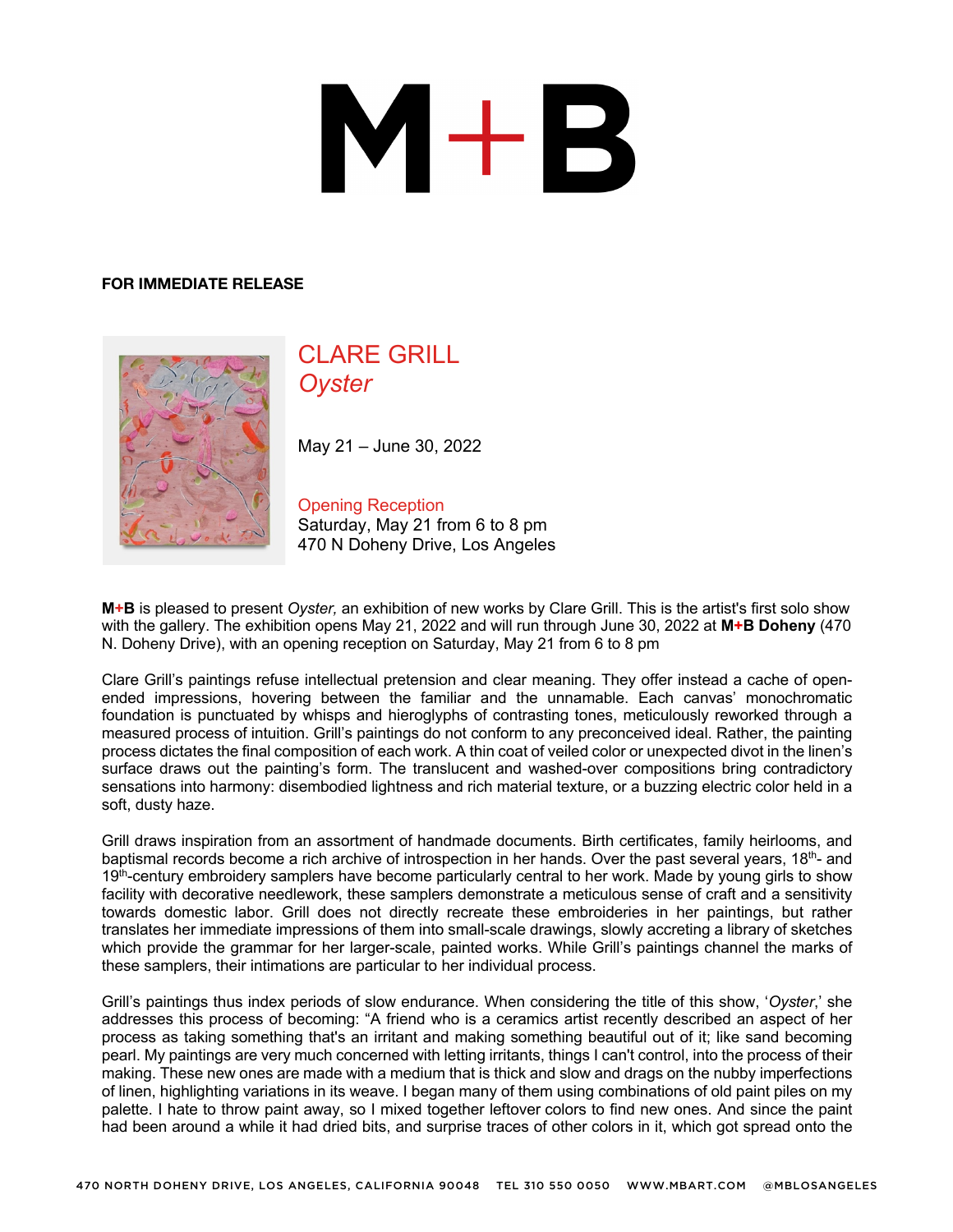# M+B

**FOR IMMEDIATE RELEASE**

## CLARE GRILL
### *Oyster*

May 21 – June 30, 2022

Opening Reception
Saturday, May 21 from 6 to 8 pm
470 N Doheny Drive, Los Angeles

**M+B** is pleased to present *Oyster,* an exhibition of new works by Clare Grill. This is the artist's first solo show with the gallery. The exhibition opens May 21, 2022 and will run through June 30, 2022 at **M+B Doheny** (470 N. Doheny Drive), with an opening reception on Saturday, May 21 from 6 to 8 pm

Clare Grill's paintings refuse intellectual pretension and clear meaning. They offer instead a cache of open-ended impressions, hovering between the familiar and the unnamable. Each canvas' monochromatic foundation is punctuated by whisps and hieroglyphs of contrasting tones, meticulously reworked through a measured process of intuition. Grill's paintings do not conform to any preconceived ideal. Rather, the painting process dictates the final composition of each work. A thin coat of veiled color or unexpected divot in the linen's surface draws out the painting's form. The translucent and washed-over compositions bring contradictory sensations into harmony: disembodied lightness and rich material texture, or a buzzing electric color held in a soft, dusty haze.

Grill draws inspiration from an assortment of handmade documents. Birth certificates, family heirlooms, and baptismal records become a rich archive of introspection in her hands. Over the past several years, 18th- and 19th-century embroidery samplers have become particularly central to her work. Made by young girls to show facility with decorative needlework, these samplers demonstrate a meticulous sense of craft and a sensitivity towards domestic labor. Grill does not directly recreate these embroideries in her paintings, but rather translates her immediate impressions of them into small-scale drawings, slowly accreting a library of sketches which provide the grammar for her larger-scale, painted works. While Grill's paintings channel the marks of these samplers, their intimations are particular to her individual process.

Grill's paintings thus index periods of slow endurance. When considering the title of this show, '*Oyster*,' she addresses this process of becoming: "A friend who is a ceramics artist recently described an aspect of her process as taking something that's an irritant and making something beautiful out of it; like sand becoming pearl. My paintings are very much concerned with letting irritants, things I can't control, into the process of their making. These new ones are made with a medium that is thick and slow and drags on the nubby imperfections of linen, highlighting variations in its weave. I began many of them using combinations of old paint piles on my palette. I hate to throw paint away, so I mixed together leftover colors to find new ones. And since the paint had been around a while it had dried bits, and surprise traces of other colors in it, which got spread onto the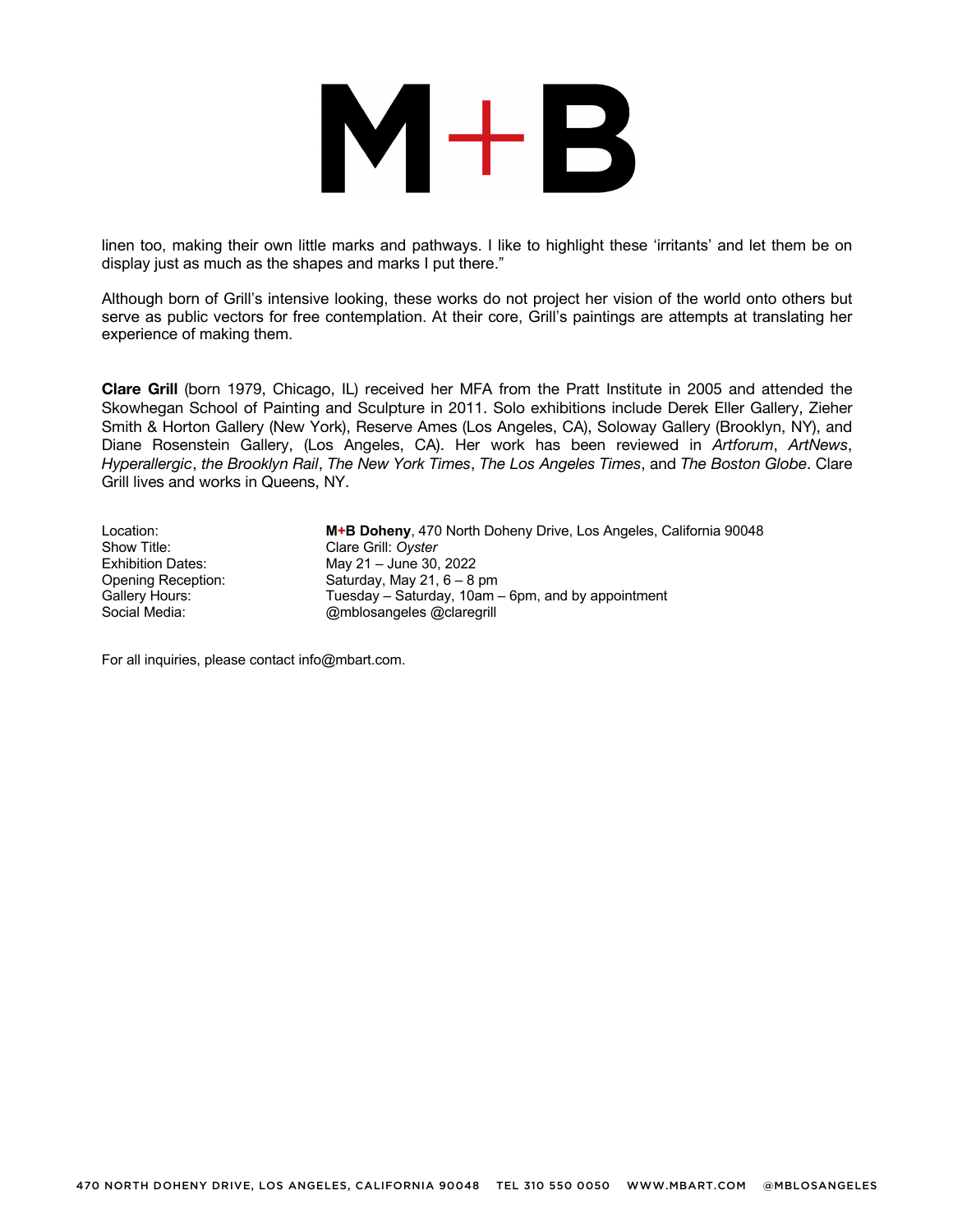linen too, making their own little marks and pathways. I like to highlight these 'irritants' and let them be on display just as much as the shapes and marks I put there."

Although born of Grill's intensive looking, these works do not project her vision of the world onto others but serve as public vectors for free contemplation. At their core, Grill's paintings are attempts at translating her experience of making them.

**Clare Grill** (born 1979, Chicago, IL) received her MFA from the Pratt Institute in 2005 and attended the Skowhegan School of Painting and Sculpture in 2011. Solo exhibitions include Derek Eller Gallery, Zieher Smith & Horton Gallery (New York), Reserve Ames (Los Angeles, CA), Soloway Gallery (Brooklyn, NY), and Diane Rosenstein Gallery, (Los Angeles, CA). Her work has been reviewed in *Artforum*, *ArtNews*, *Hyperallergic*, *the Brooklyn Rail*, *The New York Times*, *The Los Angeles Times*, and *The Boston Globe*. Clare Grill lives and works in Queens, NY.

| | |
|---|---|
| Location: | **M+B Doheny**, 470 North Doheny Drive, Los Angeles, California 90048 |
| Show Title: | Clare Grill: *Oyster* |
| Exhibition Dates: | May 21 – June 30, 2022 |
| Opening Reception: | Saturday, May 21, 6 – 8 pm |
| Gallery Hours: | Tuesday – Saturday, 10am – 6pm, and by appointment |
| Social Media: | @mblosangeles @claregrill |

For all inquiries, please contact info@mbart.com.